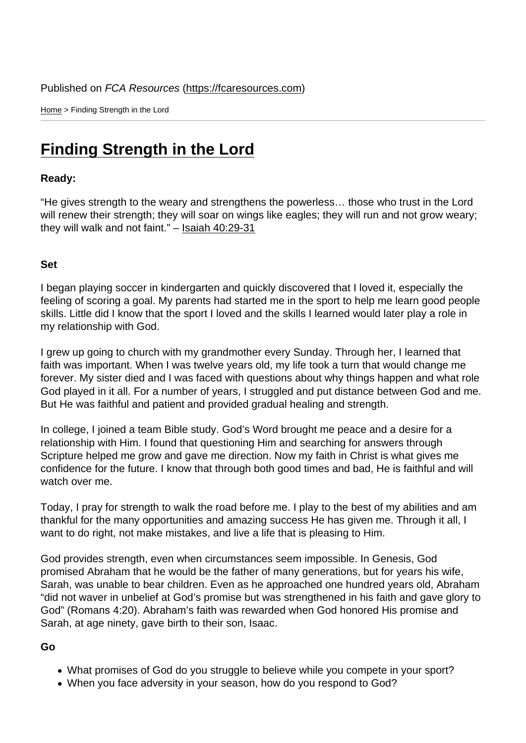Published on *FCA Resources* (https://fcaresources.com)

Home > Finding Strength in the Lord

# Finding Strength in the Lord

**Ready:**

"He gives strength to the weary and strengthens the powerless… those who trust in the Lord will renew their strength; they will soar on wings like eagles; they will run and not grow weary; they will walk and not faint." – Isaiah 40:29-31

**Set**

I began playing soccer in kindergarten and quickly discovered that I loved it, especially the feeling of scoring a goal. My parents had started me in the sport to help me learn good people skills. Little did I know that the sport I loved and the skills I learned would later play a role in my relationship with God.

I grew up going to church with my grandmother every Sunday. Through her, I learned that faith was important. When I was twelve years old, my life took a turn that would change me forever. My sister died and I was faced with questions about why things happen and what role God played in it all. For a number of years, I struggled and put distance between God and me. But He was faithful and patient and provided gradual healing and strength.

In college, I joined a team Bible study. God's Word brought me peace and a desire for a relationship with Him. I found that questioning Him and searching for answers through Scripture helped me grow and gave me direction. Now my faith in Christ is what gives me confidence for the future. I know that through both good times and bad, He is faithful and will watch over me.

Today, I pray for strength to walk the road before me. I play to the best of my abilities and am thankful for the many opportunities and amazing success He has given me. Through it all, I want to do right, not make mistakes, and live a life that is pleasing to Him.

God provides strength, even when circumstances seem impossible. In Genesis, God promised Abraham that he would be the father of many generations, but for years his wife, Sarah, was unable to bear children. Even as he approached one hundred years old, Abraham "did not waver in unbelief at God's promise but was strengthened in his faith and gave glory to God" (Romans 4:20). Abraham's faith was rewarded when God honored His promise and Sarah, at age ninety, gave birth to their son, Isaac.

**Go**

- What promises of God do you struggle to believe while you compete in your sport?
- When you face adversity in your season, how do you respond to God?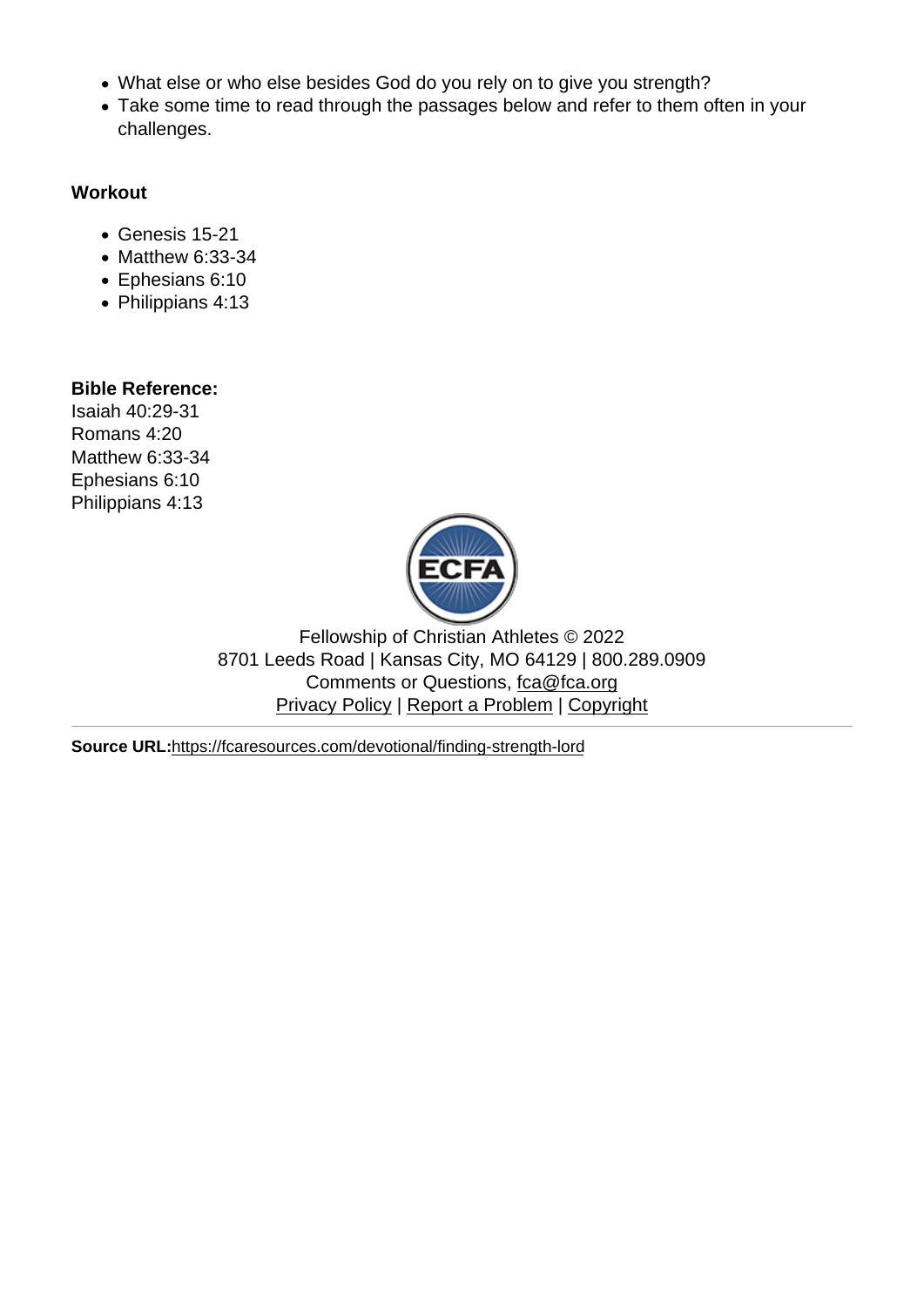- What else or who else besides God do you rely on to give you strength?
- Take some time to read through the passages below and refer to them often in your challenges.

**Workout**

- Genesis 15-21
- Matthew 6:33-34
- Ephesians 6:10
- Philippians 4:13

**Bible Reference:**
Isaiah 40:29-31
Romans 4:20
Matthew 6:33-34
Ephesians 6:10
Philippians 4:13

Fellowship of Christian Athletes © 2022
8701 Leeds Road | Kansas City, MO 64129 | 800.289.0909
Comments or Questions, fca@fca.org
Privacy Policy | Report a Problem | Copyright

**Source URL:** https://fcaresources.com/devotional/finding-strength-lord